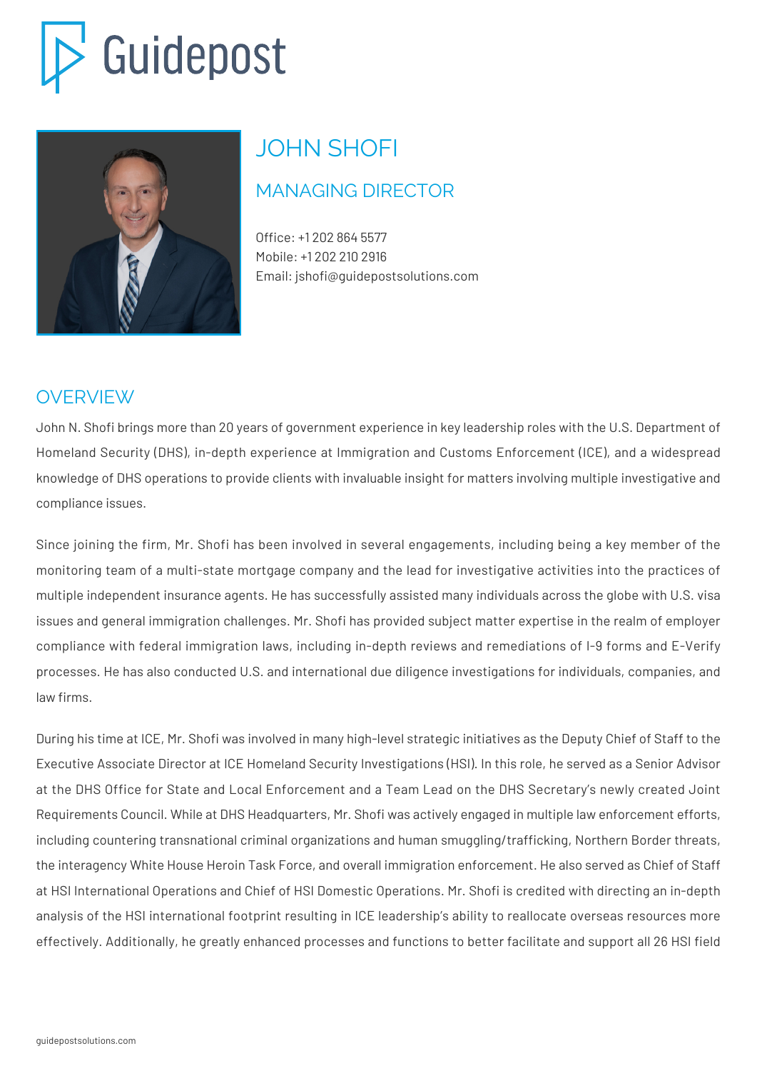Guidepost

# JOHN SHOFI

## MANAGING DIRECTOR

Office: +1 202 864 5577
Mobile: +1 202 210 2916
Email: jshofi@guidepostsolutions.com

## OVERVIEW

John N. Shofi brings more than 20 years of government experience in key leadership roles with the U.S. Department of Homeland Security (DHS), in-depth experience at Immigration and Customs Enforcement (ICE), and a widespread knowledge of DHS operations to provide clients with invaluable insight for matters involving multiple investigative and compliance issues.

Since joining the firm, Mr. Shofi has been involved in several engagements, including being a key member of the monitoring team of a multi-state mortgage company and the lead for investigative activities into the practices of multiple independent insurance agents. He has successfully assisted many individuals across the globe with U.S. visa issues and general immigration challenges. Mr. Shofi has provided subject matter expertise in the realm of employer compliance with federal immigration laws, including in-depth reviews and remediations of I-9 forms and E-Verify processes. He has also conducted U.S. and international due diligence investigations for individuals, companies, and law firms.

During his time at ICE, Mr. Shofi was involved in many high-level strategic initiatives as the Deputy Chief of Staff to the Executive Associate Director at ICE Homeland Security Investigations (HSI). In this role, he served as a Senior Advisor at the DHS Office for State and Local Enforcement and a Team Lead on the DHS Secretary's newly created Joint Requirements Council. While at DHS Headquarters, Mr. Shofi was actively engaged in multiple law enforcement efforts, including countering transnational criminal organizations and human smuggling/trafficking, Northern Border threats, the interagency White House Heroin Task Force, and overall immigration enforcement. He also served as Chief of Staff at HSI International Operations and Chief of HSI Domestic Operations. Mr. Shofi is credited with directing an in-depth analysis of the HSI international footprint resulting in ICE leadership's ability to reallocate overseas resources more effectively. Additionally, he greatly enhanced processes and functions to better facilitate and support all 26 HSI field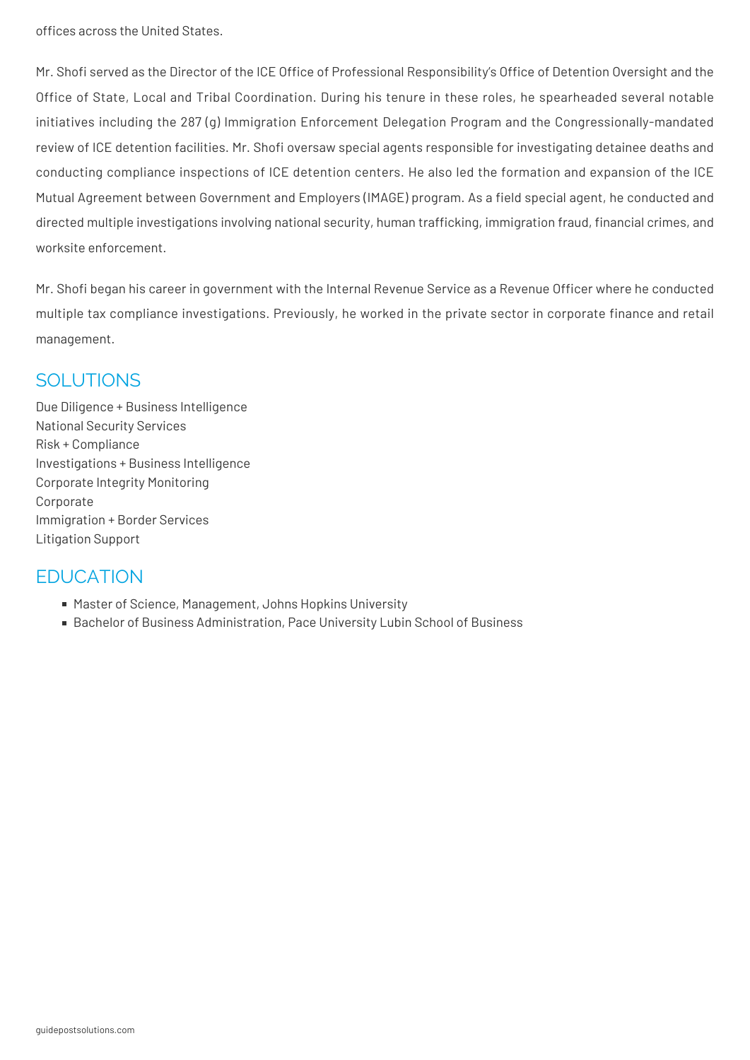offices across the United States.

Mr. Shofi served as the Director of the ICE Office of Professional Responsibility's Office of Detention Oversight and the Office of State, Local and Tribal Coordination. During his tenure in these roles, he spearheaded several notable initiatives including the 287 (g) Immigration Enforcement Delegation Program and the Congressionally-mandated review of ICE detention facilities. Mr. Shofi oversaw special agents responsible for investigating detainee deaths and conducting compliance inspections of ICE detention centers. He also led the formation and expansion of the ICE Mutual Agreement between Government and Employers (IMAGE) program. As a field special agent, he conducted and directed multiple investigations involving national security, human trafficking, immigration fraud, financial crimes, and worksite enforcement.

Mr. Shofi began his career in government with the Internal Revenue Service as a Revenue Officer where he conducted multiple tax compliance investigations. Previously, he worked in the private sector in corporate finance and retail management.

## SOLUTIONS

Due Diligence + Business Intelligence
National Security Services
Risk + Compliance
Investigations + Business Intelligence
Corporate Integrity Monitoring
Corporate
Immigration + Border Services
Litigation Support

## EDUCATION

- Master of Science, Management, Johns Hopkins University
- Bachelor of Business Administration, Pace University Lubin School of Business